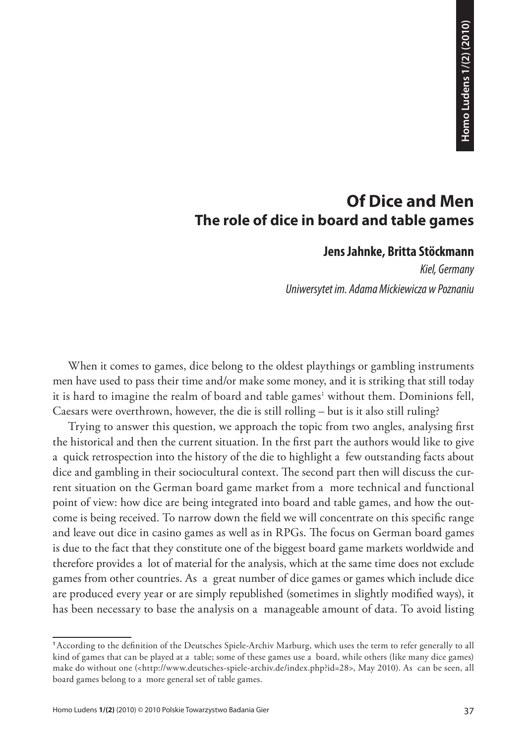# Of Dice and Men

## The role of dice in board and table games

**Jens Jahnke, Britta Stöckmann**

*Kiel, Germany*

*Uniwersytet im. Adama Mickiewicza w Poznaniu*

When it comes to games, dice belong to the oldest playthings or gambling instruments men have used to pass their time and/or make some money, and it is striking that still today it is hard to imagine the realm of board and table games[1] without them. Dominions fell, Caesars were overthrown, however, the die is still rolling – but is it also still ruling?

Trying to answer this question, we approach the topic from two angles, analysing first the historical and then the current situation. In the first part the authors would like to give a quick retrospection into the history of the die to highlight a few outstanding facts about dice and gambling in their sociocultural context. The second part then will discuss the current situation on the German board game market from a more technical and functional point of view: how dice are being integrated into board and table games, and how the outcome is being received. To narrow down the field we will concentrate on this specific range and leave out dice in casino games as well as in RPGs. The focus on German board games is due to the fact that they constitute one of the biggest board game markets worldwide and therefore provides a lot of material for the analysis, which at the same time does not exclude games from other countries. As a great number of dice games or games which include dice are produced every year or are simply republished (sometimes in slightly modified ways), it has been necessary to base the analysis on a manageable amount of data. To avoid listing

[1] According to the definition of the Deutsches Spiele-Archiv Marburg, which uses the term to refer generally to all kind of games that can be played at a table; some of these games use a board, while others (like many dice games) make do without one (<http://www.deutsches-spiele-archiv.de/index.php?id=28>, May 2010). As can be seen, all board games belong to a more general set of table games.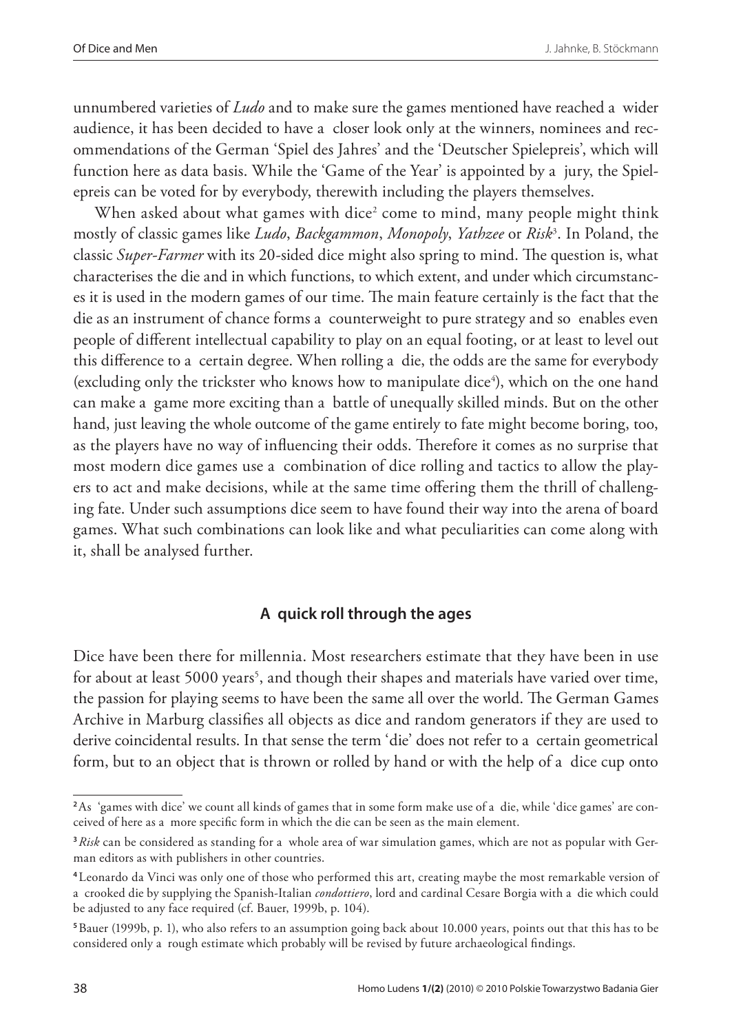unnumbered varieties of *Ludo* and to make sure the games mentioned have reached a wider audience, it has been decided to have a closer look only at the winners, nominees and recommendations of the German 'Spiel des Jahres' and the 'Deutscher Spielepreis', which will function here as data basis. While the 'Game of the Year' is appointed by a jury, the Spielepreis can be voted for by everybody, therewith including the players themselves.

When asked about what games with dice[2] come to mind, many people might think mostly of classic games like *Ludo*, *Backgammon*, *Monopoly*, *Yathzee* or *Risk*[3]. In Poland, the classic *Super-Farmer* with its 20-sided dice might also spring to mind. The question is, what characterises the die and in which functions, to which extent, and under which circumstances it is used in the modern games of our time. The main feature certainly is the fact that the die as an instrument of chance forms a counterweight to pure strategy and so enables even people of different intellectual capability to play on an equal footing, or at least to level out this difference to a certain degree. When rolling a die, the odds are the same for everybody (excluding only the trickster who knows how to manipulate dice[4]), which on the one hand can make a game more exciting than a battle of unequally skilled minds. But on the other hand, just leaving the whole outcome of the game entirely to fate might become boring, too, as the players have no way of influencing their odds. Therefore it comes as no surprise that most modern dice games use a combination of dice rolling and tactics to allow the players to act and make decisions, while at the same time offering them the thrill of challenging fate. Under such assumptions dice seem to have found their way into the arena of board games. What such combinations can look like and what peculiarities can come along with it, shall be analysed further.

## A quick roll through the ages

Dice have been there for millennia. Most researchers estimate that they have been in use for about at least 5000 years[5], and though their shapes and materials have varied over time, the passion for playing seems to have been the same all over the world. The German Games Archive in Marburg classifies all objects as dice and random generators if they are used to derive coincidental results. In that sense the term 'die' does not refer to a certain geometrical form, but to an object that is thrown or rolled by hand or with the help of a dice cup onto

---

[2] As 'games with dice' we count all kinds of games that in some form make use of a die, while 'dice games' are conceived of here as a more specific form in which the die can be seen as the main element.

[3] *Risk* can be considered as standing for a whole area of war simulation games, which are not as popular with German editors as with publishers in other countries.

[4] Leonardo da Vinci was only one of those who performed this art, creating maybe the most remarkable version of a crooked die by supplying the Spanish-Italian *condottiero*, lord and cardinal Cesare Borgia with a die which could be adjusted to any face required (cf. Bauer, 1999b, p. 104).

[5] Bauer (1999b, p. 1), who also refers to an assumption going back about 10.000 years, points out that this has to be considered only a rough estimate which probably will be revised by future archaeological findings.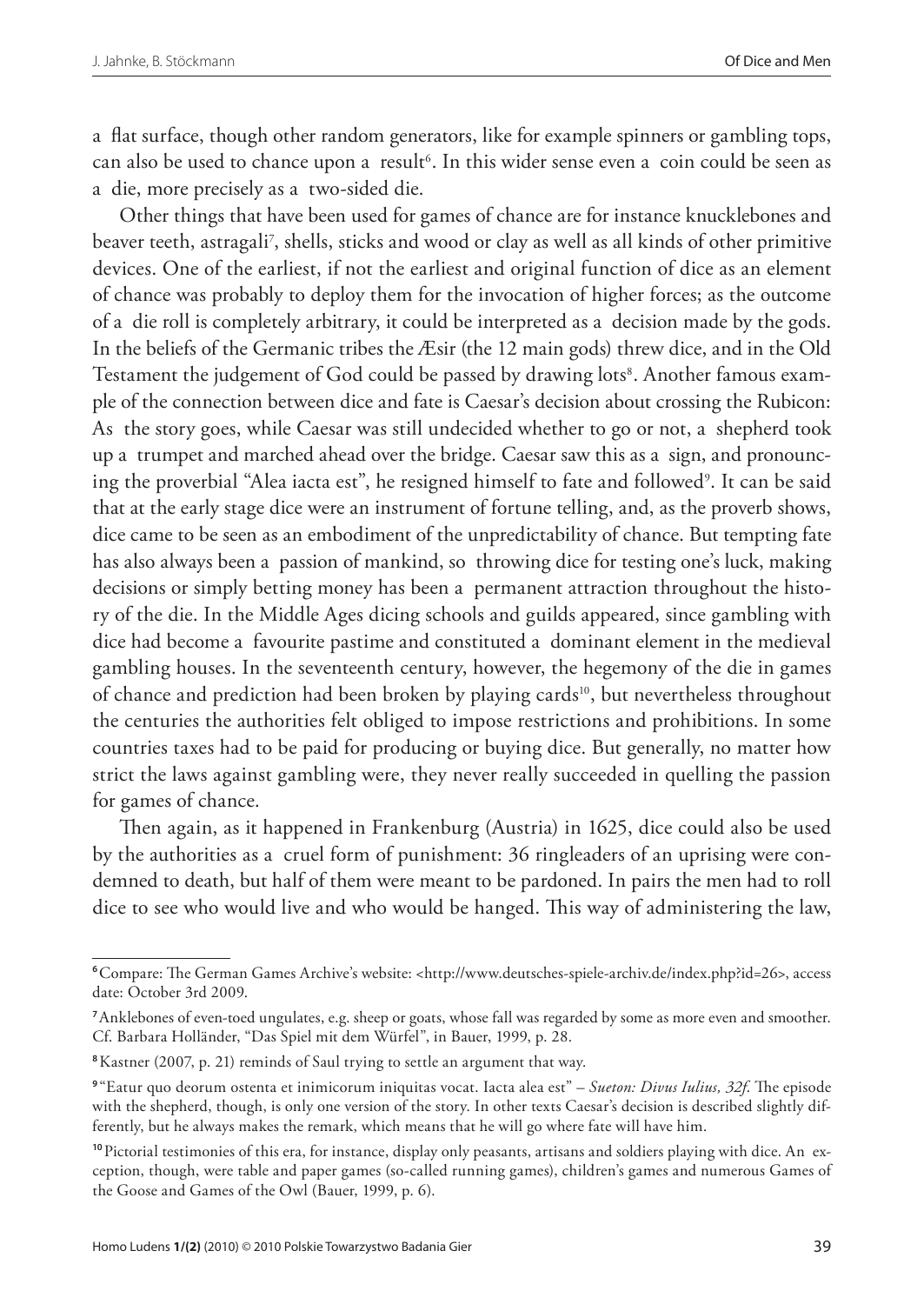a flat surface, though other random generators, like for example spinners or gambling tops, can also be used to chance upon a result[6]. In this wider sense even a coin could be seen as a die, more precisely as a two-sided die.

Other things that have been used for games of chance are for instance knucklebones and beaver teeth, astragali[7], shells, sticks and wood or clay as well as all kinds of other primitive devices. One of the earliest, if not the earliest and original function of dice as an element of chance was probably to deploy them for the invocation of higher forces; as the outcome of a die roll is completely arbitrary, it could be interpreted as a decision made by the gods. In the beliefs of the Germanic tribes the Æsir (the 12 main gods) threw dice, and in the Old Testament the judgement of God could be passed by drawing lots[8]. Another famous example of the connection between dice and fate is Caesar's decision about crossing the Rubicon: As the story goes, while Caesar was still undecided whether to go or not, a shepherd took up a trumpet and marched ahead over the bridge. Caesar saw this as a sign, and pronouncing the proverbial "Alea iacta est", he resigned himself to fate and followed[9]. It can be said that at the early stage dice were an instrument of fortune telling, and, as the proverb shows, dice came to be seen as an embodiment of the unpredictability of chance. But tempting fate has also always been a passion of mankind, so throwing dice for testing one's luck, making decisions or simply betting money has been a permanent attraction throughout the history of the die. In the Middle Ages dicing schools and guilds appeared, since gambling with dice had become a favourite pastime and constituted a dominant element in the medieval gambling houses. In the seventeenth century, however, the hegemony of the die in games of chance and prediction had been broken by playing cards[10], but nevertheless throughout the centuries the authorities felt obliged to impose restrictions and prohibitions. In some countries taxes had to be paid for producing or buying dice. But generally, no matter how strict the laws against gambling were, they never really succeeded in quelling the passion for games of chance.

Then again, as it happened in Frankenburg (Austria) in 1625, dice could also be used by the authorities as a cruel form of punishment: 36 ringleaders of an uprising were condemned to death, but half of them were meant to be pardoned. In pairs the men had to roll dice to see who would live and who would be hanged. This way of administering the law,

---

[6] Compare: The German Games Archive's website: <http://www.deutsches-spiele-archiv.de/index.php?id=26>, access date: October 3rd 2009.

[7] Anklebones of even-toed ungulates, e.g. sheep or goats, whose fall was regarded by some as more even and smoother. Cf. Barbara Holländer, "Das Spiel mit dem Würfel", in Bauer, 1999, p. 28.

[8] Kastner (2007, p. 21) reminds of Saul trying to settle an argument that way.

[9] "Eatur quo deorum ostenta et inimicorum iniquitas vocat. Iacta alea est" – *Sueton: Divus Iulius, 32f*. The episode with the shepherd, though, is only one version of the story. In other texts Caesar's decision is described slightly differently, but he always makes the remark, which means that he will go where fate will have him.

[10] Pictorial testimonies of this era, for instance, display only peasants, artisans and soldiers playing with dice. An exception, though, were table and paper games (so-called running games), children's games and numerous Games of the Goose and Games of the Owl (Bauer, 1999, p. 6).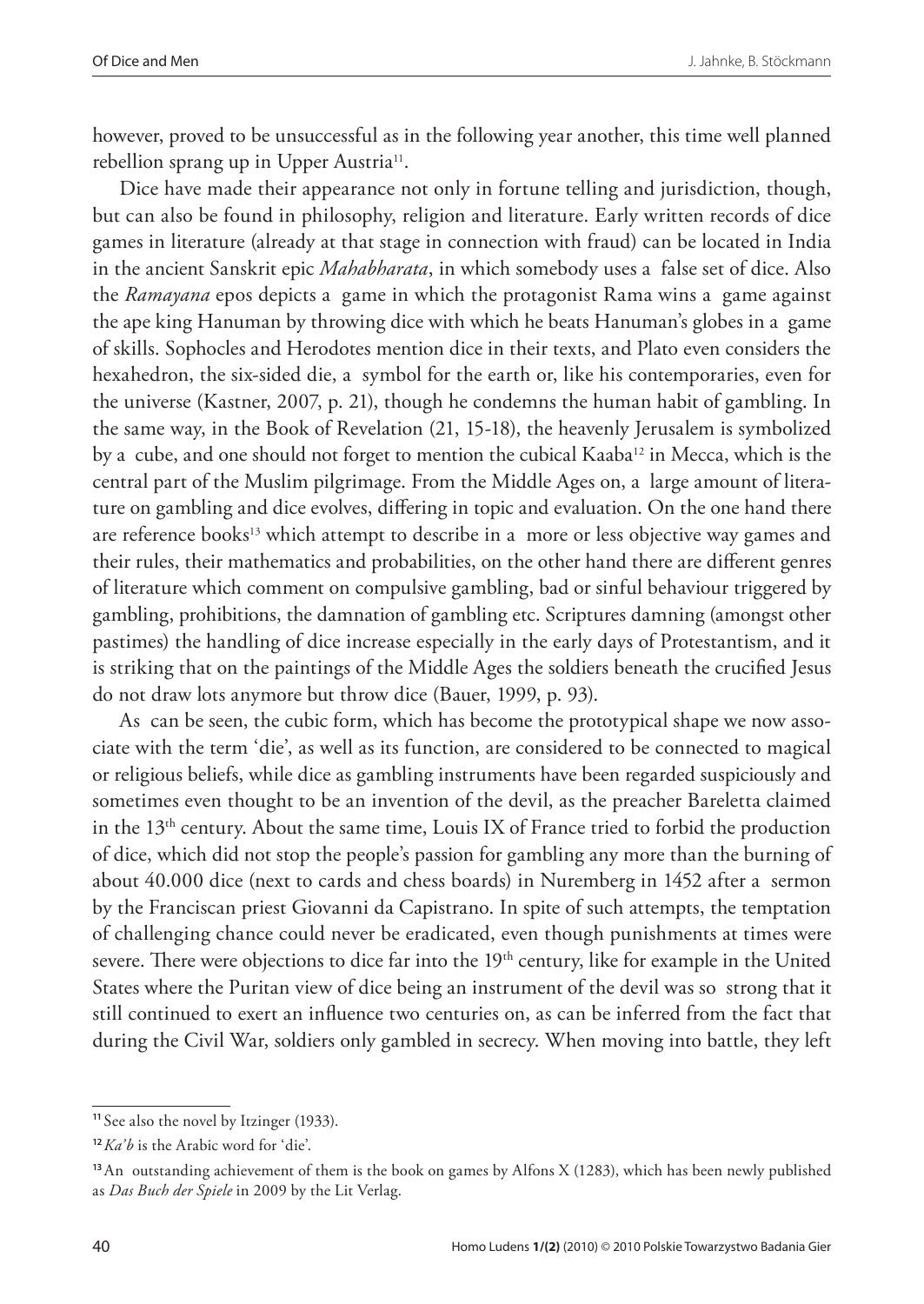however, proved to be unsuccessful as in the following year another, this time well planned rebellion sprang up in Upper Austria[11].

Dice have made their appearance not only in fortune telling and jurisdiction, though, but can also be found in philosophy, religion and literature. Early written records of dice games in literature (already at that stage in connection with fraud) can be located in India in the ancient Sanskrit epic *Mahabharata*, in which somebody uses a false set of dice. Also the *Ramayana* epos depicts a game in which the protagonist Rama wins a game against the ape king Hanuman by throwing dice with which he beats Hanuman's globes in a game of skills. Sophocles and Herodotes mention dice in their texts, and Plato even considers the hexahedron, the six-sided die, a symbol for the earth or, like his contemporaries, even for the universe (Kastner, 2007, p. 21), though he condemns the human habit of gambling. In the same way, in the Book of Revelation (21, 15-18), the heavenly Jerusalem is symbolized by a cube, and one should not forget to mention the cubical Kaaba[12] in Mecca, which is the central part of the Muslim pilgrimage. From the Middle Ages on, a large amount of literature on gambling and dice evolves, differing in topic and evaluation. On the one hand there are reference books[13] which attempt to describe in a more or less objective way games and their rules, their mathematics and probabilities, on the other hand there are different genres of literature which comment on compulsive gambling, bad or sinful behaviour triggered by gambling, prohibitions, the damnation of gambling etc. Scriptures damning (amongst other pastimes) the handling of dice increase especially in the early days of Protestantism, and it is striking that on the paintings of the Middle Ages the soldiers beneath the crucified Jesus do not draw lots anymore but throw dice (Bauer, 1999, p. 93).

As can be seen, the cubic form, which has become the prototypical shape we now associate with the term 'die', as well as its function, are considered to be connected to magical or religious beliefs, while dice as gambling instruments have been regarded suspiciously and sometimes even thought to be an invention of the devil, as the preacher Bareletta claimed in the 13th century. About the same time, Louis IX of France tried to forbid the production of dice, which did not stop the people's passion for gambling any more than the burning of about 40.000 dice (next to cards and chess boards) in Nuremberg in 1452 after a sermon by the Franciscan priest Giovanni da Capistrano. In spite of such attempts, the temptation of challenging chance could never be eradicated, even though punishments at times were severe. There were objections to dice far into the 19th century, like for example in the United States where the Puritan view of dice being an instrument of the devil was so strong that it still continued to exert an influence two centuries on, as can be inferred from the fact that during the Civil War, soldiers only gambled in secrecy. When moving into battle, they left

---

[11] See also the novel by Itzinger (1933).

[12] *Ka'b* is the Arabic word for 'die'.

[13] An outstanding achievement of them is the book on games by Alfons X (1283), which has been newly published as *Das Buch der Spiele* in 2009 by the Lit Verlag.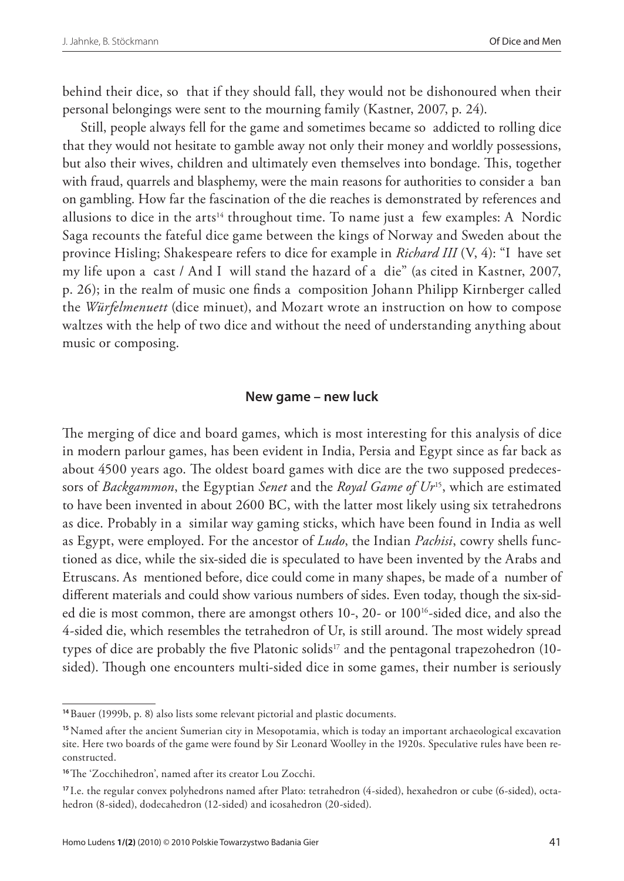behind their dice, so that if they should fall, they would not be dishonoured when their personal belongings were sent to the mourning family (Kastner, 2007, p. 24).

Still, people always fell for the game and sometimes became so addicted to rolling dice that they would not hesitate to gamble away not only their money and worldly possessions, but also their wives, children and ultimately even themselves into bondage. This, together with fraud, quarrels and blasphemy, were the main reasons for authorities to consider a ban on gambling. How far the fascination of the die reaches is demonstrated by references and allusions to dice in the arts[14] throughout time. To name just a few examples: A Nordic Saga recounts the fateful dice game between the kings of Norway and Sweden about the province Hisling; Shakespeare refers to dice for example in *Richard III* (V, 4): "I have set my life upon a cast / And I will stand the hazard of a die" (as cited in Kastner, 2007, p. 26); in the realm of music one finds a composition Johann Philipp Kirnberger called the *Würfelmenuett* (dice minuet), and Mozart wrote an instruction on how to compose waltzes with the help of two dice and without the need of understanding anything about music or composing.

### New game – new luck

The merging of dice and board games, which is most interesting for this analysis of dice in modern parlour games, has been evident in India, Persia and Egypt since as far back as about 4500 years ago. The oldest board games with dice are the two supposed predecessors of *Backgammon*, the Egyptian *Senet* and the *Royal Game of Ur*[15], which are estimated to have been invented in about 2600 BC, with the latter most likely using six tetrahedrons as dice. Probably in a similar way gaming sticks, which have been found in India as well as Egypt, were employed. For the ancestor of *Ludo*, the Indian *Pachisi*, cowry shells functioned as dice, while the six-sided die is speculated to have been invented by the Arabs and Etruscans. As mentioned before, dice could come in many shapes, be made of a number of different materials and could show various numbers of sides. Even today, though the six-sided die is most common, there are amongst others 10-, 20- or 100[16]-sided dice, and also the 4-sided die, which resembles the tetrahedron of Ur, is still around. The most widely spread types of dice are probably the five Platonic solids[17] and the pentagonal trapezohedron (10-sided). Though one encounters multi-sided dice in some games, their number is seriously

---

[14] Bauer (1999b, p. 8) also lists some relevant pictorial and plastic documents.

[15] Named after the ancient Sumerian city in Mesopotamia, which is today an important archaeological excavation site. Here two boards of the game were found by Sir Leonard Woolley in the 1920s. Speculative rules have been reconstructed.

[16] The 'Zocchihedron', named after its creator Lou Zocchi.

[17] I.e. the regular convex polyhedrons named after Plato: tetrahedron (4-sided), hexahedron or cube (6-sided), octahedron (8-sided), dodecahedron (12-sided) and icosahedron (20-sided).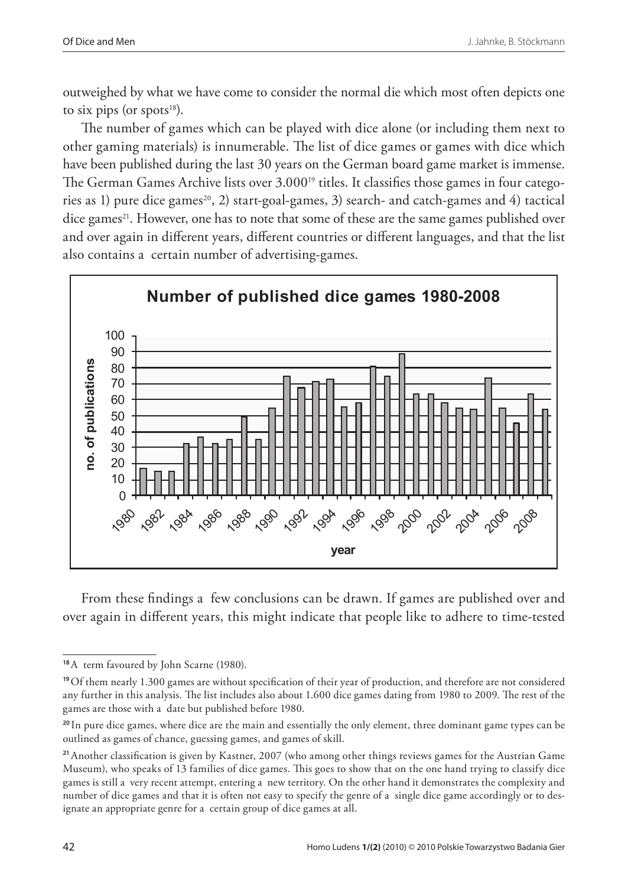outweighed by what we have come to consider the normal die which most often depicts one to six pips (or spots[18]).

The number of games which can be played with dice alone (or including them next to other gaming materials) is innumerable. The list of dice games or games with dice which have been published during the last 30 years on the German board game market is immense. The German Games Archive lists over 3.000[19] titles. It classifies those games in four categories as 1) pure dice games[20], 2) start-goal-games, 3) search- and catch-games and 4) tactical dice games[21]. However, one has to note that some of these are the same games published over and over again in different years, different countries or different languages, and that the list also contains a certain number of advertising-games.

**Number of published dice games 1980-2008**

From these findings a few conclusions can be drawn. If games are published over and over again in different years, this might indicate that people like to adhere to time-tested

---

[18] A term favoured by John Scarne (1980).

[19] Of them nearly 1.300 games are without specification of their year of production, and therefore are not considered any further in this analysis. The list includes also about 1.600 dice games dating from 1980 to 2009. The rest of the games are those with a date but published before 1980.

[20] In pure dice games, where dice are the main and essentially the only element, three dominant game types can be outlined as games of chance, guessing games, and games of skill.

[21] Another classification is given by Kastner, 2007 (who among other things reviews games for the Austrian Game Museum), who speaks of 13 families of dice games. This goes to show that on the one hand trying to classify dice games is still a very recent attempt, entering a new territory. On the other hand it demonstrates the complexity and number of dice games and that it is often not easy to specify the genre of a single dice game accordingly or to designate an appropriate genre for a certain group of dice games at all.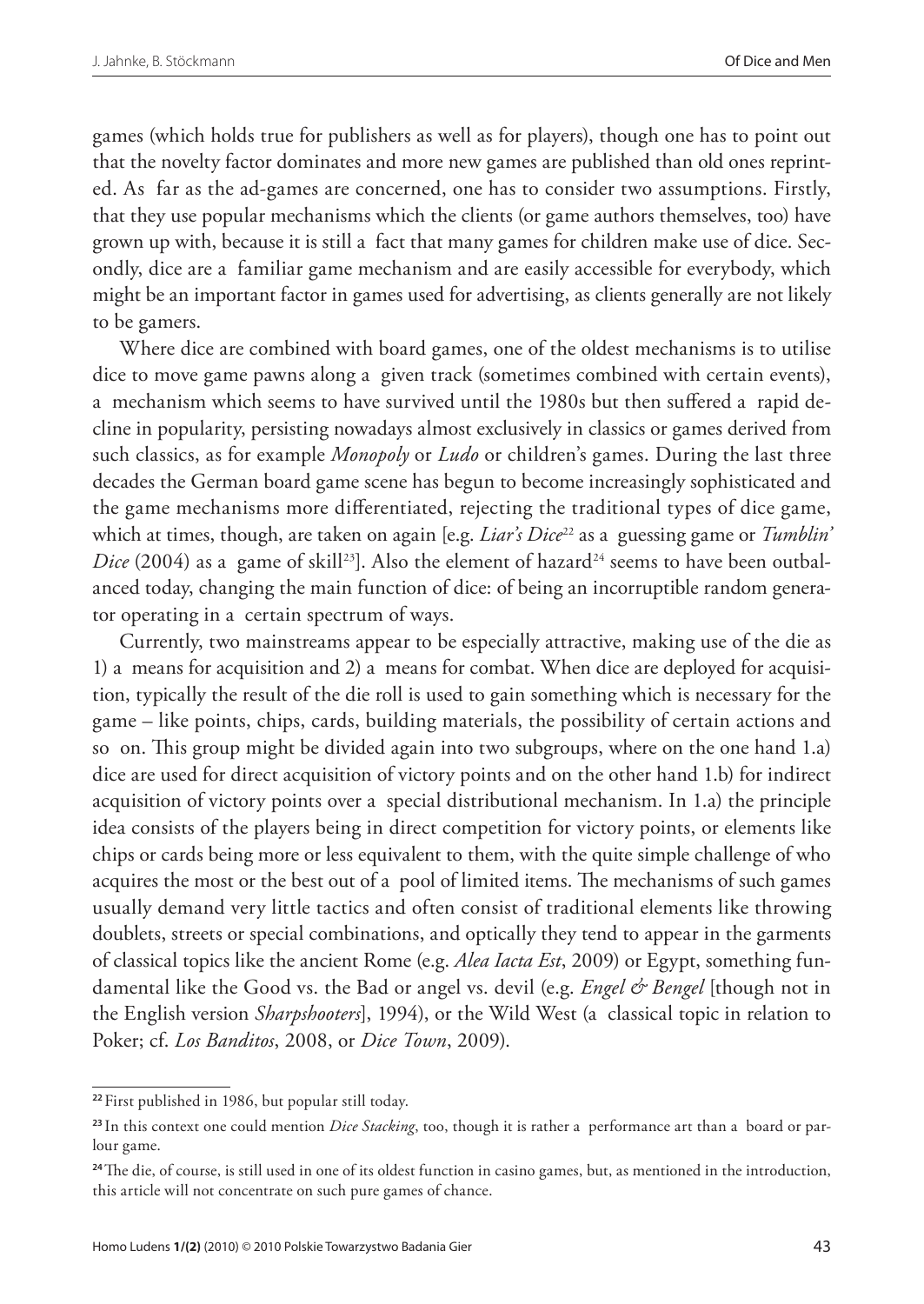games (which holds true for publishers as well as for players), though one has to point out that the novelty factor dominates and more new games are published than old ones reprinted. As far as the ad-games are concerned, one has to consider two assumptions. Firstly, that they use popular mechanisms which the clients (or game authors themselves, too) have grown up with, because it is still a fact that many games for children make use of dice. Secondly, dice are a familiar game mechanism and are easily accessible for everybody, which might be an important factor in games used for advertising, as clients generally are not likely to be gamers.

Where dice are combined with board games, one of the oldest mechanisms is to utilise dice to move game pawns along a given track (sometimes combined with certain events), a mechanism which seems to have survived until the 1980s but then suffered a rapid decline in popularity, persisting nowadays almost exclusively in classics or games derived from such classics, as for example *Monopoly* or *Ludo* or children's games. During the last three decades the German board game scene has begun to become increasingly sophisticated and the game mechanisms more differentiated, rejecting the traditional types of dice game, which at times, though, are taken on again [e.g. *Liar's Dice*[22] as a guessing game or *Tumblin' Dice* (2004) as a game of skill[23]]. Also the element of hazard[24] seems to have been outbalanced today, changing the main function of dice: of being an incorruptible random generator operating in a certain spectrum of ways.

Currently, two mainstreams appear to be especially attractive, making use of the die as 1) a means for acquisition and 2) a means for combat. When dice are deployed for acquisition, typically the result of the die roll is used to gain something which is necessary for the game – like points, chips, cards, building materials, the possibility of certain actions and so on. This group might be divided again into two subgroups, where on the one hand 1.a) dice are used for direct acquisition of victory points and on the other hand 1.b) for indirect acquisition of victory points over a special distributional mechanism. In 1.a) the principle idea consists of the players being in direct competition for victory points, or elements like chips or cards being more or less equivalent to them, with the quite simple challenge of who acquires the most or the best out of a pool of limited items. The mechanisms of such games usually demand very little tactics and often consist of traditional elements like throwing doublets, streets or special combinations, and optically they tend to appear in the garments of classical topics like the ancient Rome (e.g. *Alea Iacta Est*, 2009) or Egypt, something fundamental like the Good vs. the Bad or angel vs. devil (e.g. *Engel & Bengel* [though not in the English version *Sharpshooters*], 1994), or the Wild West (a classical topic in relation to Poker; cf. *Los Banditos*, 2008, or *Dice Town*, 2009).

---

[22] First published in 1986, but popular still today.

[23] In this context one could mention *Dice Stacking*, too, though it is rather a performance art than a board or parlour game.

[24] The die, of course, is still used in one of its oldest function in casino games, but, as mentioned in the introduction, this article will not concentrate on such pure games of chance.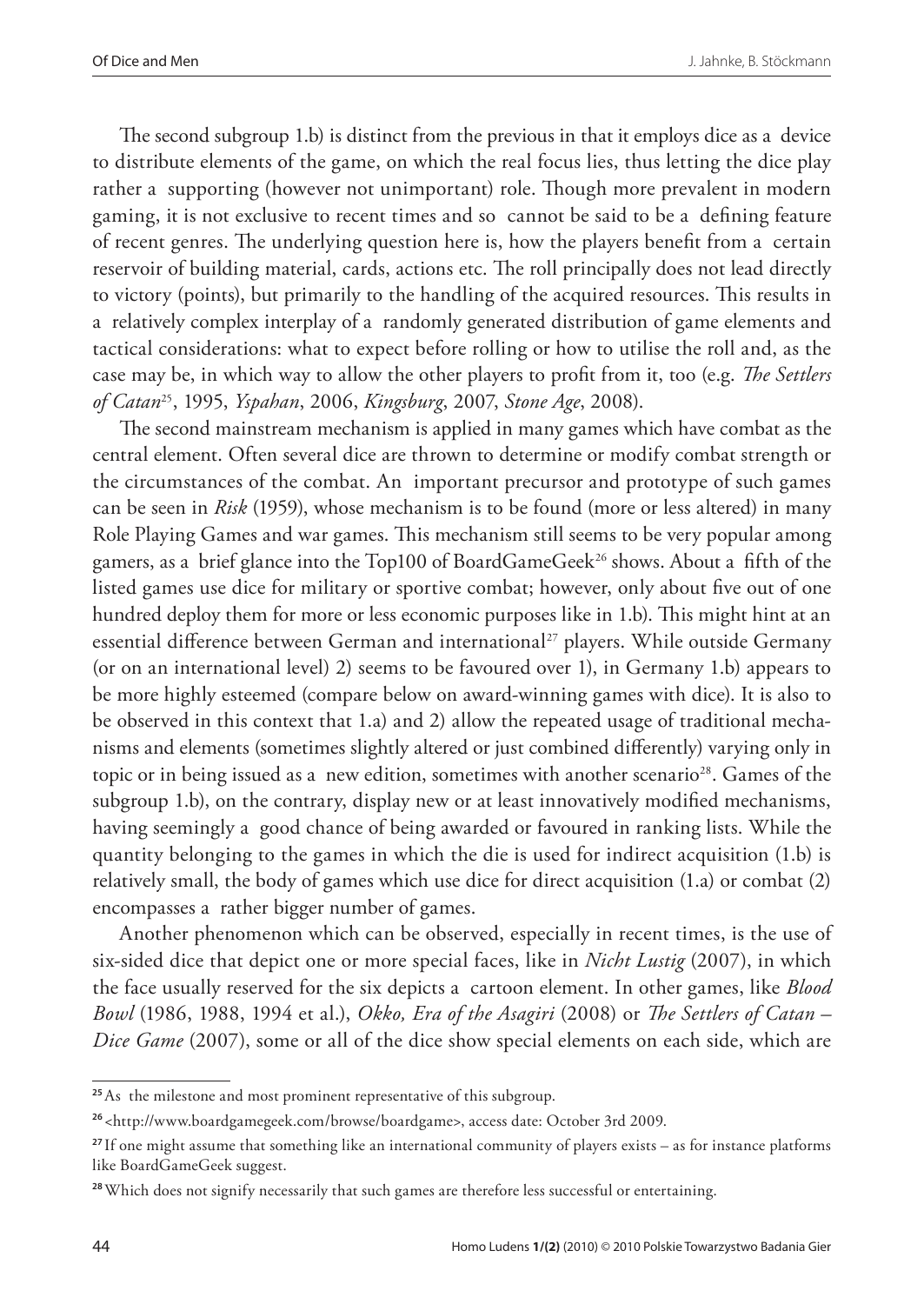The second subgroup 1.b) is distinct from the previous in that it employs dice as a device to distribute elements of the game, on which the real focus lies, thus letting the dice play rather a supporting (however not unimportant) role. Though more prevalent in modern gaming, it is not exclusive to recent times and so cannot be said to be a defining feature of recent genres. The underlying question here is, how the players benefit from a certain reservoir of building material, cards, actions etc. The roll principally does not lead directly to victory (points), but primarily to the handling of the acquired resources. This results in a relatively complex interplay of a randomly generated distribution of game elements and tactical considerations: what to expect before rolling or how to utilise the roll and, as the case may be, in which way to allow the other players to profit from it, too (e.g. *The Settlers of Catan*[25], 1995, *Yspahan*, 2006, *Kingsburg*, 2007, *Stone Age*, 2008).

The second mainstream mechanism is applied in many games which have combat as the central element. Often several dice are thrown to determine or modify combat strength or the circumstances of the combat. An important precursor and prototype of such games can be seen in *Risk* (1959), whose mechanism is to be found (more or less altered) in many Role Playing Games and war games. This mechanism still seems to be very popular among gamers, as a brief glance into the Top100 of BoardGameGeek[26] shows. About a fifth of the listed games use dice for military or sportive combat; however, only about five out of one hundred deploy them for more or less economic purposes like in 1.b). This might hint at an essential difference between German and international[27] players. While outside Germany (or on an international level) 2) seems to be favoured over 1), in Germany 1.b) appears to be more highly esteemed (compare below on award-winning games with dice). It is also to be observed in this context that 1.a) and 2) allow the repeated usage of traditional mechanisms and elements (sometimes slightly altered or just combined differently) varying only in topic or in being issued as a new edition, sometimes with another scenario[28]. Games of the subgroup 1.b), on the contrary, display new or at least innovatively modified mechanisms, having seemingly a good chance of being awarded or favoured in ranking lists. While the quantity belonging to the games in which the die is used for indirect acquisition (1.b) is relatively small, the body of games which use dice for direct acquisition (1.a) or combat (2) encompasses a rather bigger number of games.

Another phenomenon which can be observed, especially in recent times, is the use of six-sided dice that depict one or more special faces, like in *Nicht Lustig* (2007), in which the face usually reserved for the six depicts a cartoon element. In other games, like *Blood Bowl* (1986, 1988, 1994 et al.), *Okko, Era of the Asagiri* (2008) or *The Settlers of Catan – Dice Game* (2007), some or all of the dice show special elements on each side, which are

---

[25] As the milestone and most prominent representative of this subgroup.

[26] <http://www.boardgamegeek.com/browse/boardgame>, access date: October 3rd 2009.

[27] If one might assume that something like an international community of players exists – as for instance platforms like BoardGameGeek suggest.

[28] Which does not signify necessarily that such games are therefore less successful or entertaining.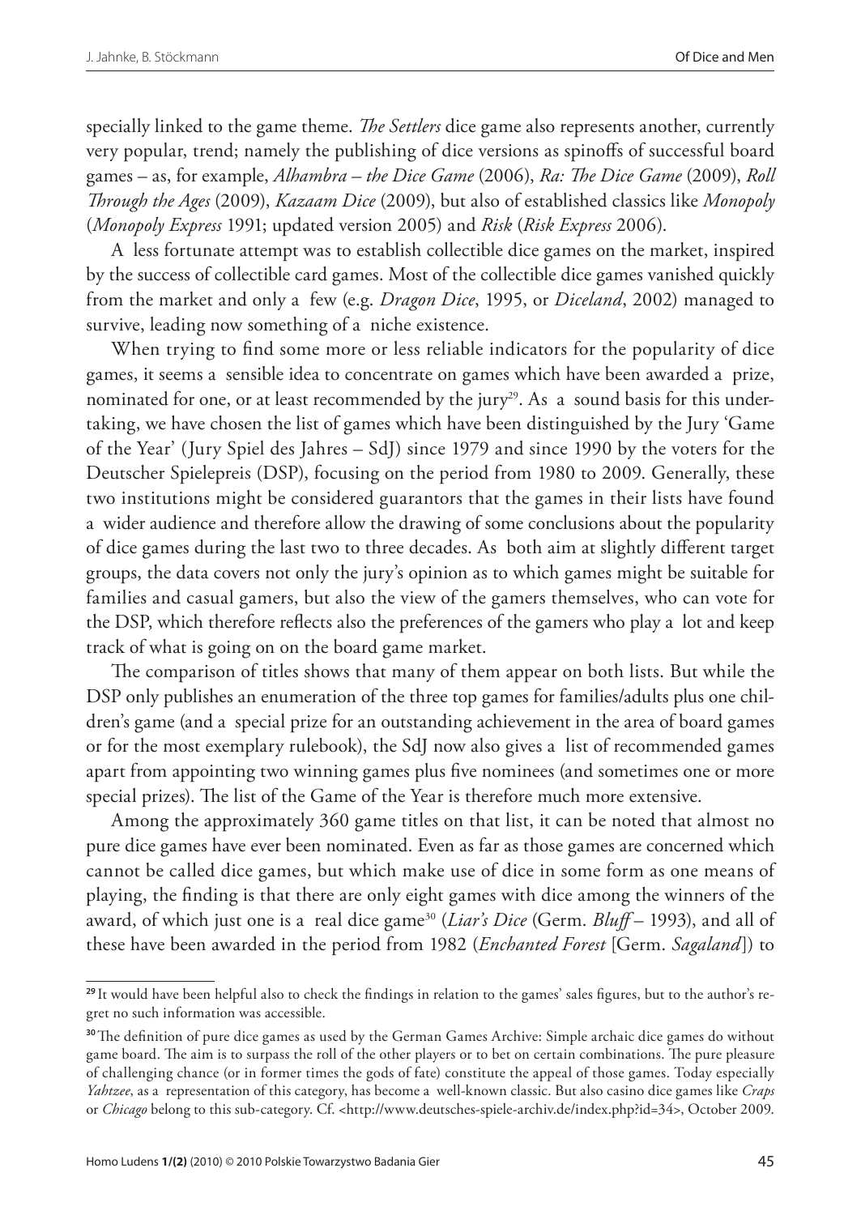specially linked to the game theme. *The Settlers* dice game also represents another, currently very popular, trend; namely the publishing of dice versions as spinoffs of successful board games – as, for example, *Alhambra – the Dice Game* (2006), *Ra: The Dice Game* (2009), *Roll Through the Ages* (2009), *Kazaam Dice* (2009), but also of established classics like *Monopoly* (*Monopoly Express* 1991; updated version 2005) and *Risk* (*Risk Express* 2006).

A less fortunate attempt was to establish collectible dice games on the market, inspired by the success of collectible card games. Most of the collectible dice games vanished quickly from the market and only a few (e.g. *Dragon Dice*, 1995, or *Diceland*, 2002) managed to survive, leading now something of a niche existence.

When trying to find some more or less reliable indicators for the popularity of dice games, it seems a sensible idea to concentrate on games which have been awarded a prize, nominated for one, or at least recommended by the jury[29]. As a sound basis for this undertaking, we have chosen the list of games which have been distinguished by the Jury 'Game of the Year' (Jury Spiel des Jahres – SdJ) since 1979 and since 1990 by the voters for the Deutscher Spielepreis (DSP), focusing on the period from 1980 to 2009. Generally, these two institutions might be considered guarantors that the games in their lists have found a wider audience and therefore allow the drawing of some conclusions about the popularity of dice games during the last two to three decades. As both aim at slightly different target groups, the data covers not only the jury's opinion as to which games might be suitable for families and casual gamers, but also the view of the gamers themselves, who can vote for the DSP, which therefore reflects also the preferences of the gamers who play a lot and keep track of what is going on on the board game market.

The comparison of titles shows that many of them appear on both lists. But while the DSP only publishes an enumeration of the three top games for families/adults plus one children's game (and a special prize for an outstanding achievement in the area of board games or for the most exemplary rulebook), the SdJ now also gives a list of recommended games apart from appointing two winning games plus five nominees (and sometimes one or more special prizes). The list of the Game of the Year is therefore much more extensive.

Among the approximately 360 game titles on that list, it can be noted that almost no pure dice games have ever been nominated. Even as far as those games are concerned which cannot be called dice games, but which make use of dice in some form as one means of playing, the finding is that there are only eight games with dice among the winners of the award, of which just one is a real dice game[30] (*Liar's Dice* (Germ. *Bluff* – 1993), and all of these have been awarded in the period from 1982 (*Enchanted Forest* [Germ. *Sagaland*]) to

---

[29] It would have been helpful also to check the findings in relation to the games' sales figures, but to the author's regret no such information was accessible.

[30] The definition of pure dice games as used by the German Games Archive: Simple archaic dice games do without game board. The aim is to surpass the roll of the other players or to bet on certain combinations. The pure pleasure of challenging chance (or in former times the gods of fate) constitute the appeal of those games. Today especially *Yahtzee*, as a representation of this category, has become a well-known classic. But also casino dice games like *Craps* or *Chicago* belong to this sub-category. Cf. <http://www.deutsches-spiele-archiv.de/index.php?id=34>, October 2009.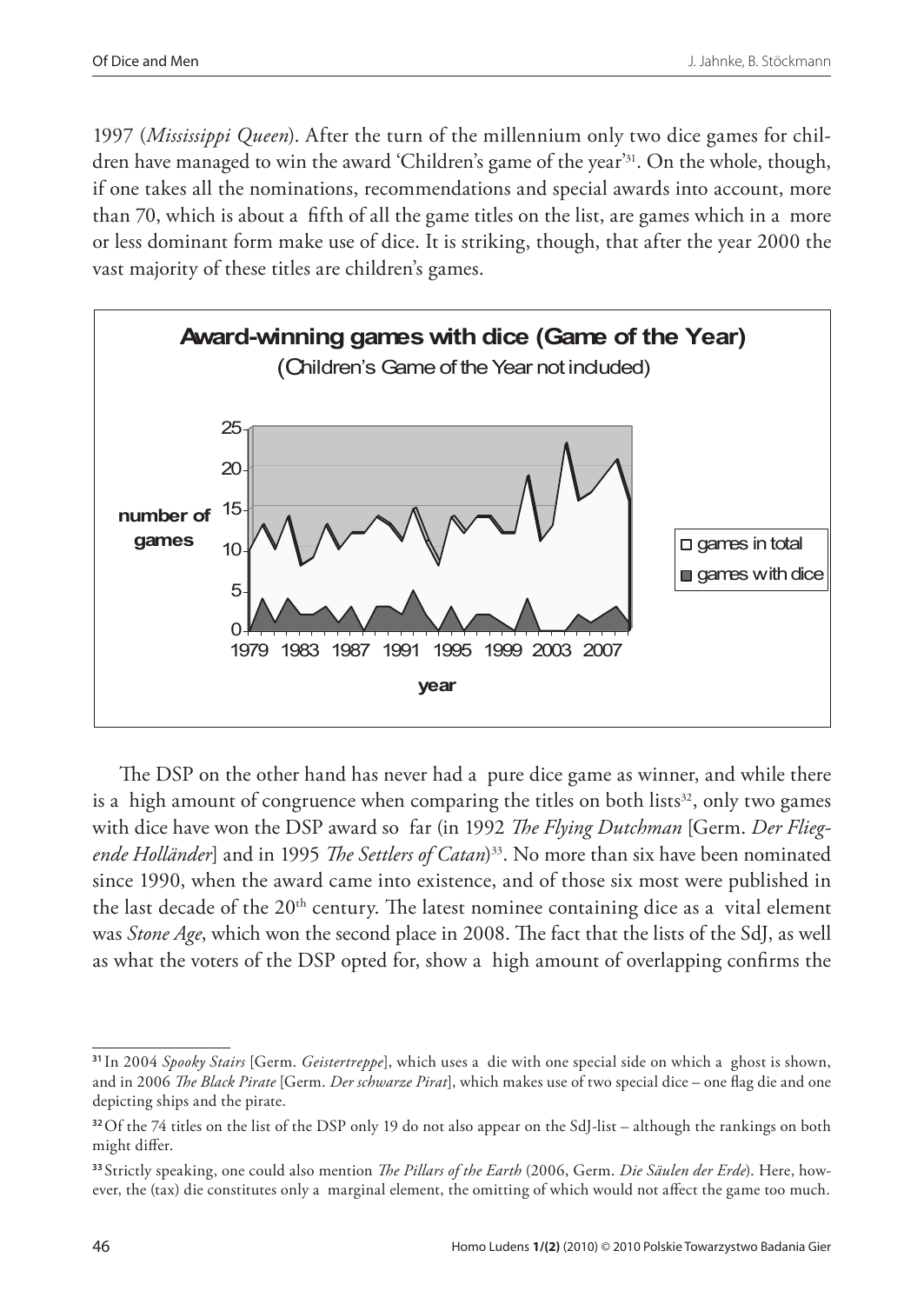1997 (*Mississippi Queen*). After the turn of the millennium only two dice games for children have managed to win the award 'Children's game of the year'[31]. On the whole, though, if one takes all the nominations, recommendations and special awards into account, more than 70, which is about a fifth of all the game titles on the list, are games which in a more or less dominant form make use of dice. It is striking, though, that after the year 2000 the vast majority of these titles are children's games.

**Award-winning games with dice (Game of the Year)**
(Children's Game of the Year not included)

The DSP on the other hand has never had a pure dice game as winner, and while there is a high amount of congruence when comparing the titles on both lists[32], only two games with dice have won the DSP award so far (in 1992 *The Flying Dutchman* [Germ. *Der Fliegende Holländer*] and in 1995 *The Settlers of Catan*)[33]. No more than six have been nominated since 1990, when the award came into existence, and of those six most were published in the last decade of the 20th century. The latest nominee containing dice as a vital element was *Stone Age*, which won the second place in 2008. The fact that the lists of the SdJ, as well as what the voters of the DSP opted for, show a high amount of overlapping confirms the

---

[31] In 2004 *Spooky Stairs* [Germ. *Geistertreppe*], which uses a die with one special side on which a ghost is shown, and in 2006 *The Black Pirate* [Germ. *Der schwarze Pirat*], which makes use of two special dice – one flag die and one depicting ships and the pirate.

[32] Of the 74 titles on the list of the DSP only 19 do not also appear on the SdJ-list – although the rankings on both might differ.

[33] Strictly speaking, one could also mention *The Pillars of the Earth* (2006, Germ. *Die Säulen der Erde*). Here, however, the (tax) die constitutes only a marginal element, the omitting of which would not affect the game too much.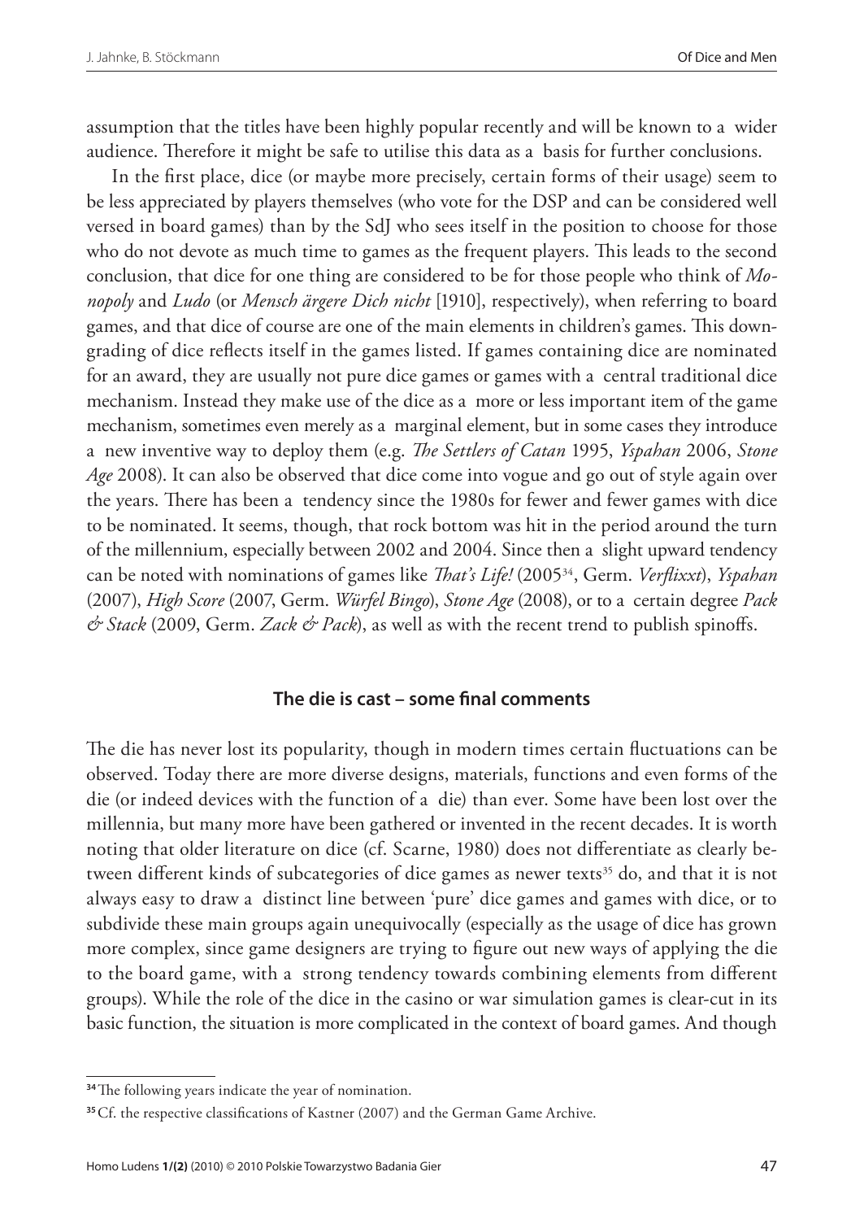assumption that the titles have been highly popular recently and will be known to a wider audience. Therefore it might be safe to utilise this data as a basis for further conclusions.

In the first place, dice (or maybe more precisely, certain forms of their usage) seem to be less appreciated by players themselves (who vote for the DSP and can be considered well versed in board games) than by the SdJ who sees itself in the position to choose for those who do not devote as much time to games as the frequent players. This leads to the second conclusion, that dice for one thing are considered to be for those people who think of *Monopoly* and *Ludo* (or *Mensch ärgere Dich nicht* [1910], respectively), when referring to board games, and that dice of course are one of the main elements in children's games. This downgrading of dice reflects itself in the games listed. If games containing dice are nominated for an award, they are usually not pure dice games or games with a central traditional dice mechanism. Instead they make use of the dice as a more or less important item of the game mechanism, sometimes even merely as a marginal element, but in some cases they introduce a new inventive way to deploy them (e.g. *The Settlers of Catan* 1995, *Yspahan* 2006, *Stone Age* 2008). It can also be observed that dice come into vogue and go out of style again over the years. There has been a tendency since the 1980s for fewer and fewer games with dice to be nominated. It seems, though, that rock bottom was hit in the period around the turn of the millennium, especially between 2002 and 2004. Since then a slight upward tendency can be noted with nominations of games like *That's Life!* (2005[34], Germ. *Verflixxt*), *Yspahan* (2007), *High Score* (2007, Germ. *Würfel Bingo*), *Stone Age* (2008), or to a certain degree *Pack & Stack* (2009, Germ. *Zack & Pack*), as well as with the recent trend to publish spinoffs.

## The die is cast – some final comments

The die has never lost its popularity, though in modern times certain fluctuations can be observed. Today there are more diverse designs, materials, functions and even forms of the die (or indeed devices with the function of a die) than ever. Some have been lost over the millennia, but many more have been gathered or invented in the recent decades. It is worth noting that older literature on dice (cf. Scarne, 1980) does not differentiate as clearly between different kinds of subcategories of dice games as newer texts[35] do, and that it is not always easy to draw a distinct line between 'pure' dice games and games with dice, or to subdivide these main groups again unequivocally (especially as the usage of dice has grown more complex, since game designers are trying to figure out new ways of applying the die to the board game, with a strong tendency towards combining elements from different groups). While the role of the dice in the casino or war simulation games is clear-cut in its basic function, the situation is more complicated in the context of board games. And though

---

[34] The following years indicate the year of nomination.

[35] Cf. the respective classifications of Kastner (2007) and the German Game Archive.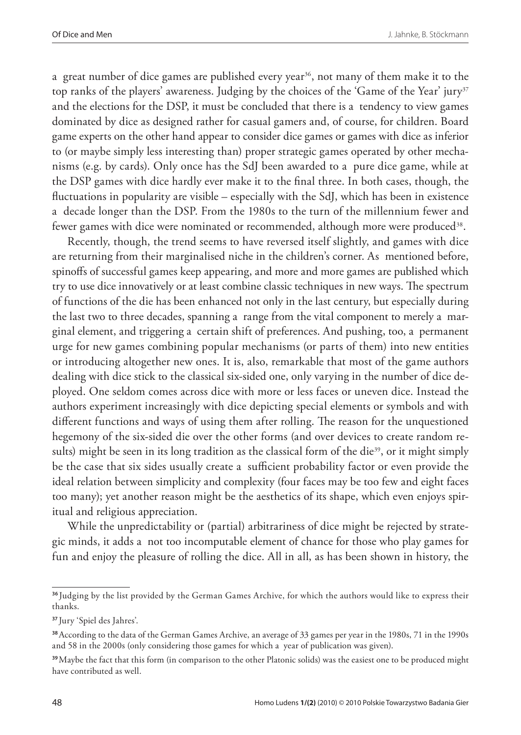a great number of dice games are published every year[36], not many of them make it to the top ranks of the players' awareness. Judging by the choices of the 'Game of the Year' jury[37] and the elections for the DSP, it must be concluded that there is a tendency to view games dominated by dice as designed rather for casual gamers and, of course, for children. Board game experts on the other hand appear to consider dice games or games with dice as inferior to (or maybe simply less interesting than) proper strategic games operated by other mechanisms (e.g. by cards). Only once has the SdJ been awarded to a pure dice game, while at the DSP games with dice hardly ever make it to the final three. In both cases, though, the fluctuations in popularity are visible – especially with the SdJ, which has been in existence a decade longer than the DSP. From the 1980s to the turn of the millennium fewer and fewer games with dice were nominated or recommended, although more were produced[38].

Recently, though, the trend seems to have reversed itself slightly, and games with dice are returning from their marginalised niche in the children's corner. As mentioned before, spinoffs of successful games keep appearing, and more and more games are published which try to use dice innovatively or at least combine classic techniques in new ways. The spectrum of functions of the die has been enhanced not only in the last century, but especially during the last two to three decades, spanning a range from the vital component to merely a marginal element, and triggering a certain shift of preferences. And pushing, too, a permanent urge for new games combining popular mechanisms (or parts of them) into new entities or introducing altogether new ones. It is, also, remarkable that most of the game authors dealing with dice stick to the classical six-sided one, only varying in the number of dice deployed. One seldom comes across dice with more or less faces or uneven dice. Instead the authors experiment increasingly with dice depicting special elements or symbols and with different functions and ways of using them after rolling. The reason for the unquestioned hegemony of the six-sided die over the other forms (and over devices to create random results) might be seen in its long tradition as the classical form of the die[39], or it might simply be the case that six sides usually create a sufficient probability factor or even provide the ideal relation between simplicity and complexity (four faces may be too few and eight faces too many); yet another reason might be the aesthetics of its shape, which even enjoys spiritual and religious appreciation.

While the unpredictability or (partial) arbitrariness of dice might be rejected by strategic minds, it adds a not too incomputable element of chance for those who play games for fun and enjoy the pleasure of rolling the dice. All in all, as has been shown in history, the

---

[36] Judging by the list provided by the German Games Archive, for which the authors would like to express their thanks.

[37] Jury 'Spiel des Jahres'.

[38] According to the data of the German Games Archive, an average of 33 games per year in the 1980s, 71 in the 1990s and 58 in the 2000s (only considering those games for which a year of publication was given).

[39] Maybe the fact that this form (in comparison to the other Platonic solids) was the easiest one to be produced might have contributed as well.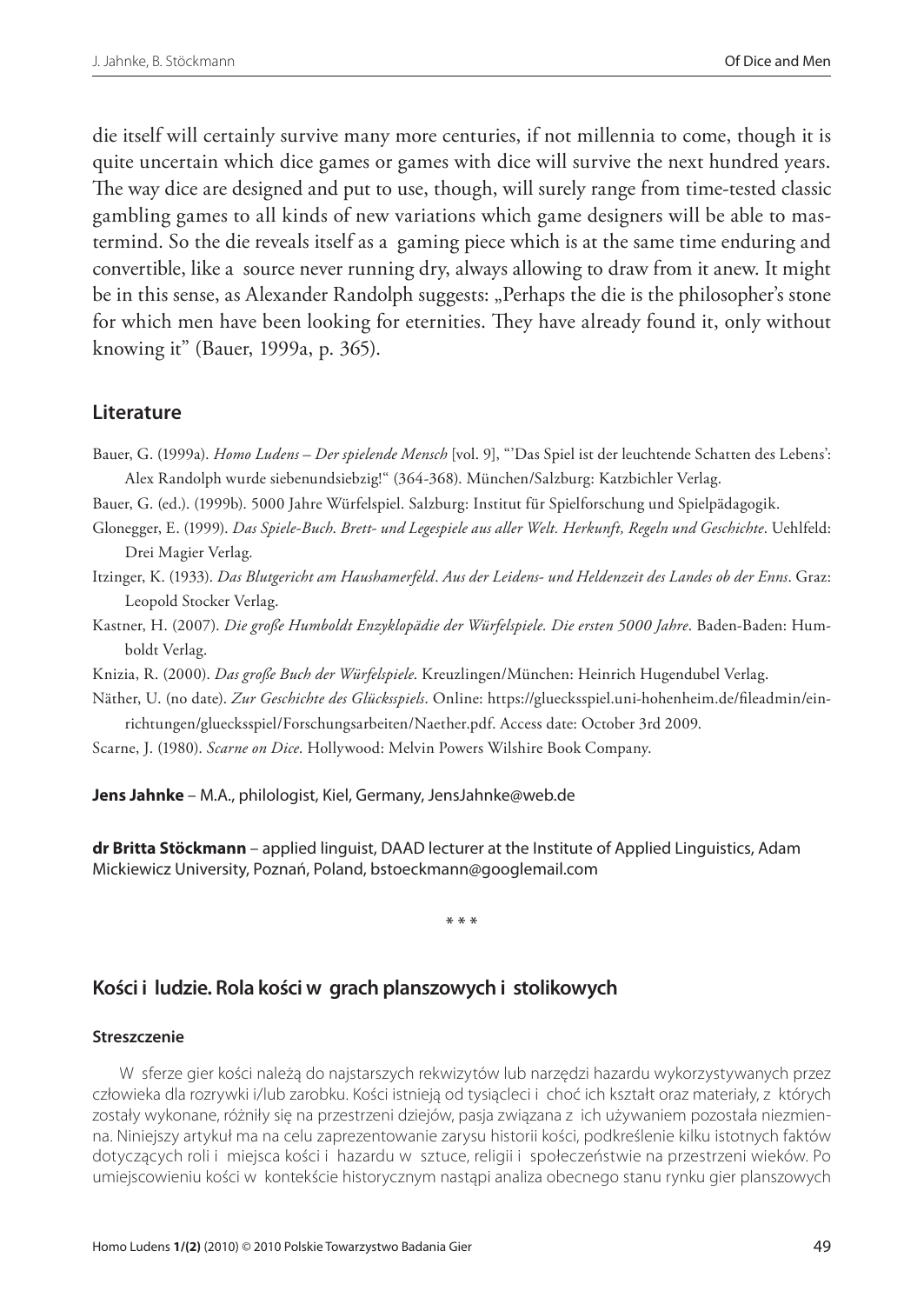die itself will certainly survive many more centuries, if not millennia to come, though it is quite uncertain which dice games or games with dice will survive the next hundred years. The way dice are designed and put to use, though, will surely range from time-tested classic gambling games to all kinds of new variations which game designers will be able to mastermind. So the die reveals itself as a gaming piece which is at the same time enduring and convertible, like a source never running dry, always allowing to draw from it anew. It might be in this sense, as Alexander Randolph suggests: „Perhaps the die is the philosopher's stone for which men have been looking for eternities. They have already found it, only without knowing it" (Bauer, 1999a, p. 365).

## Literature

Bauer, G. (1999a). *Homo Ludens – Der spielende Mensch* [vol. 9], "'Das Spiel ist der leuchtende Schatten des Lebens': Alex Randolph wurde siebenundsiebzig!" (364-368). München/Salzburg: Katzbichler Verlag.

Bauer, G. (ed.). (1999b). 5000 Jahre Würfelspiel. Salzburg: Institut für Spielforschung und Spielpädagogik.

Glonegger, E. (1999). *Das Spiele-Buch. Brett- und Legespiele aus aller Welt. Herkunft, Regeln und Geschichte*. Uehlfeld: Drei Magier Verlag.

Itzinger, K. (1933). *Das Blutgericht am Haushamerfeld*. *Aus der Leidens- und Heldenzeit des Landes ob der Enns*. Graz: Leopold Stocker Verlag.

Kastner, H. (2007). *Die große Humboldt Enzyklopädie der Würfelspiele. Die ersten 5000 Jahre*. Baden-Baden: Humboldt Verlag.

Knizia, R. (2000). *Das große Buch der Würfelspiele*. Kreuzlingen/München: Heinrich Hugendubel Verlag.

Näther, U. (no date). *Zur Geschichte des Glücksspiels*. Online: https://gluecksspiel.uni-hohenheim.de/fileadmin/einrichtungen/gluecksspiel/Forschungsarbeiten/Naether.pdf. Access date: October 3rd 2009.

Scarne, J. (1980). *Scarne on Dice*. Hollywood: Melvin Powers Wilshire Book Company.

**Jens Jahnke** – M.A., philologist, Kiel, Germany, JensJahnke@web.de

**dr Britta Stöckmann** – applied linguist, DAAD lecturer at the Institute of Applied Linguistics, Adam Mickiewicz University, Poznań, Poland, bstoeckmann@googlemail.com

\* \* \*

## Kości i ludzie. Rola kości w grach planszowych i stolikowych

### Streszczenie

W sferze gier kości należą do najstarszych rekwizytów lub narzędzi hazardu wykorzystywanych przez człowieka dla rozrywki i/lub zarobku. Kości istnieją od tysiącleci i choć ich kształt oraz materiały, z których zostały wykonane, różniły się na przestrzeni dziejów, pasja związana z ich używaniem pozostała niezmienna. Niniejszy artykuł ma na celu zaprezentowanie zarysu historii kości, podkreślenie kilku istotnych faktów dotyczących roli i miejsca kości i hazardu w sztuce, religii i społeczeństwie na przestrzeni wieków. Po umiejscowieniu kości w kontekście historycznym nastąpi analiza obecnego stanu rynku gier planszowych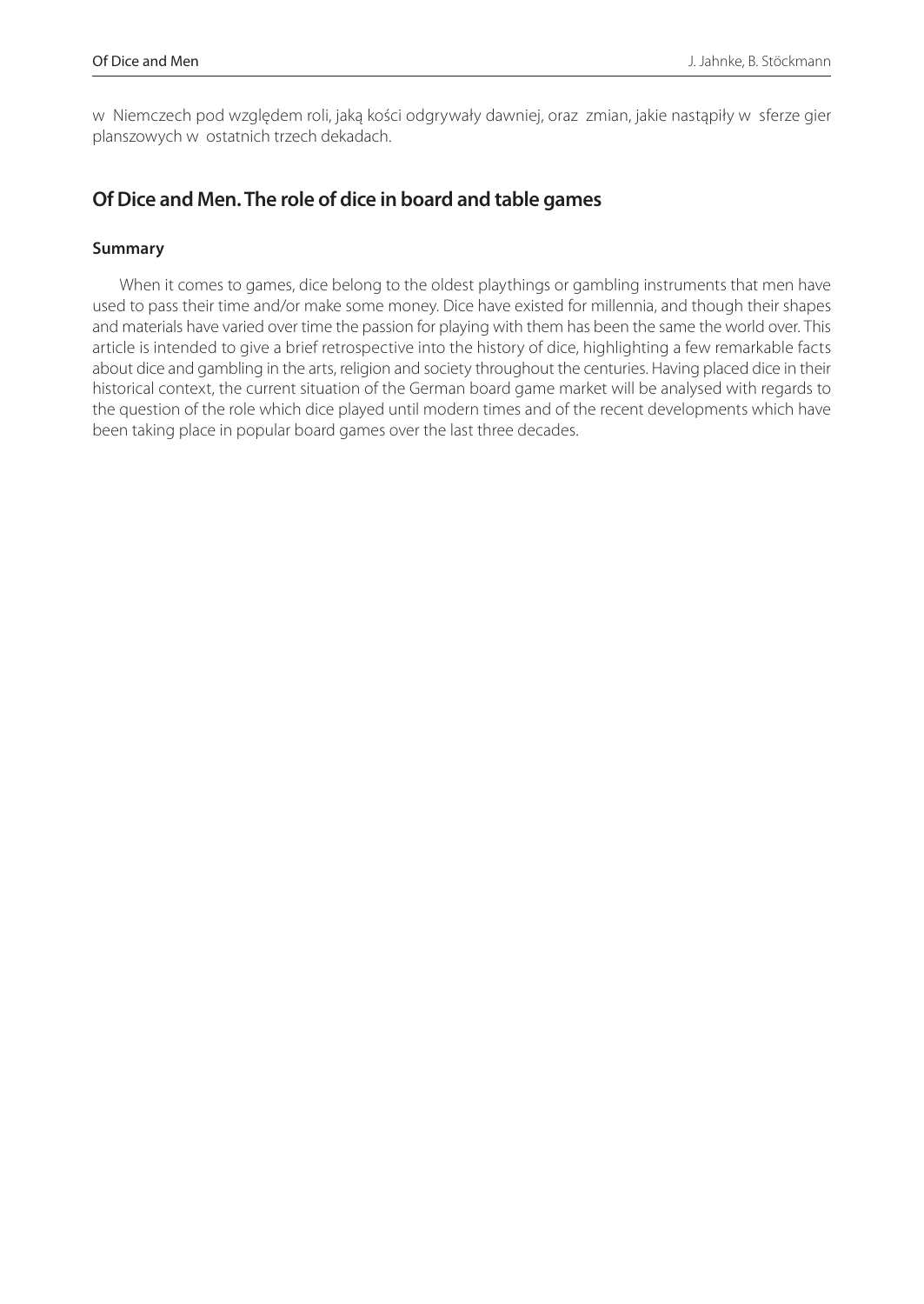w Niemczech pod względem roli, jaką kości odgrywały dawniej, oraz zmian, jakie nastąpiły w sferze gier planszowych w ostatnich trzech dekadach.

## Of Dice and Men. The role of dice in board and table games

### Summary

When it comes to games, dice belong to the oldest playthings or gambling instruments that men have used to pass their time and/or make some money. Dice have existed for millennia, and though their shapes and materials have varied over time the passion for playing with them has been the same the world over. This article is intended to give a brief retrospective into the history of dice, highlighting a few remarkable facts about dice and gambling in the arts, religion and society throughout the centuries. Having placed dice in their historical context, the current situation of the German board game market will be analysed with regards to the question of the role which dice played until modern times and of the recent developments which have been taking place in popular board games over the last three decades.